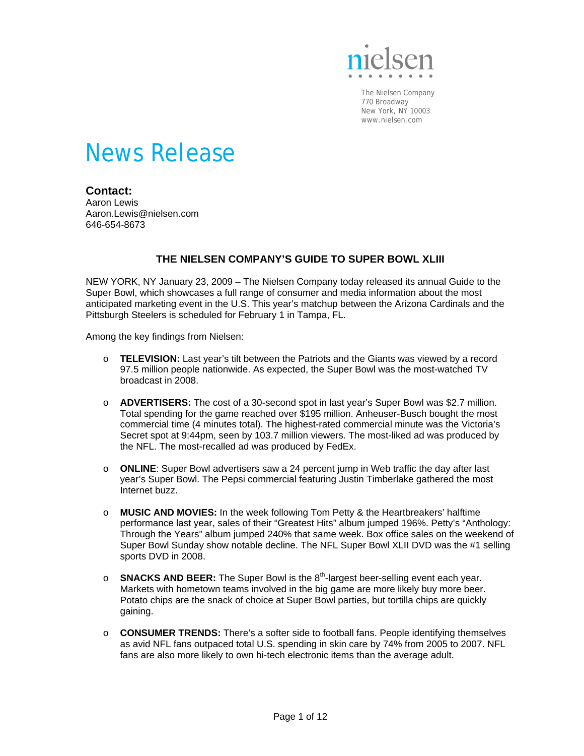nielsen

The Nielsen Company
770 Broadway
New York, NY 10003
www.nielsen.com

# News Release

**Contact:**
Aaron Lewis
Aaron.Lewis@nielsen.com
646-654-8673

## THE NIELSEN COMPANY'S GUIDE TO SUPER BOWL XLIII

NEW YORK, NY January 23, 2009 – The Nielsen Company today released its annual Guide to the Super Bowl, which showcases a full range of consumer and media information about the most anticipated marketing event in the U.S. This year's matchup between the Arizona Cardinals and the Pittsburgh Steelers is scheduled for February 1 in Tampa, FL.

Among the key findings from Nielsen:

- **TELEVISION:** Last year's tilt between the Patriots and the Giants was viewed by a record 97.5 million people nationwide. As expected, the Super Bowl was the most-watched TV broadcast in 2008.
- **ADVERTISERS:** The cost of a 30-second spot in last year's Super Bowl was $2.7 million. Total spending for the game reached over $195 million. Anheuser-Busch bought the most commercial time (4 minutes total). The highest-rated commercial minute was the Victoria's Secret spot at 9:44pm, seen by 103.7 million viewers. The most-liked ad was produced by the NFL. The most-recalled ad was produced by FedEx.
- **ONLINE**: Super Bowl advertisers saw a 24 percent jump in Web traffic the day after last year's Super Bowl. The Pepsi commercial featuring Justin Timberlake gathered the most Internet buzz.
- **MUSIC AND MOVIES:** In the week following Tom Petty & the Heartbreakers' halftime performance last year, sales of their "Greatest Hits" album jumped 196%. Petty's "Anthology: Through the Years" album jumped 240% that same week. Box office sales on the weekend of Super Bowl Sunday show notable decline. The NFL Super Bowl XLII DVD was the #1 selling sports DVD in 2008.
- **SNACKS AND BEER:** The Super Bowl is the 8th-largest beer-selling event each year. Markets with hometown teams involved in the big game are more likely buy more beer. Potato chips are the snack of choice at Super Bowl parties, but tortilla chips are quickly gaining.
- **CONSUMER TRENDS:** There's a softer side to football fans. People identifying themselves as avid NFL fans outpaced total U.S. spending in skin care by 74% from 2005 to 2007. NFL fans are also more likely to own hi-tech electronic items than the average adult.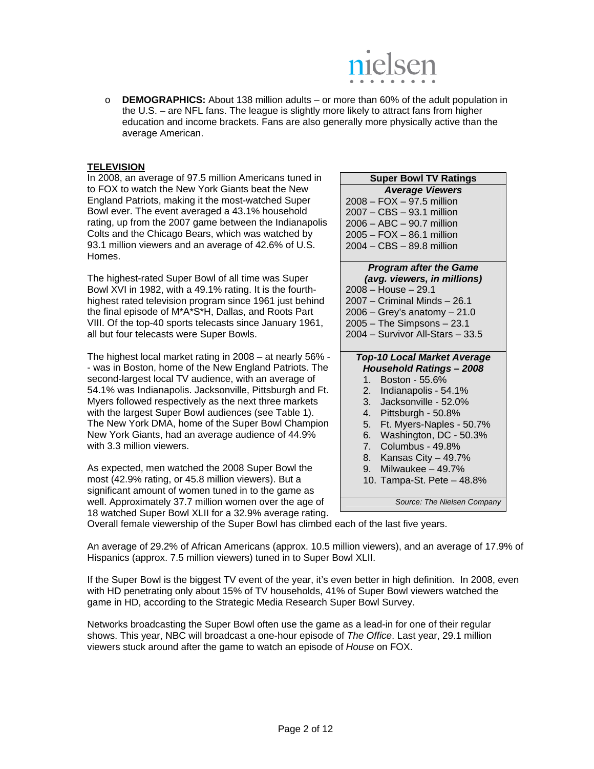- **DEMOGRAPHICS:** About 138 million adults – or more than 60% of the adult population in the U.S. – are NFL fans. The league is slightly more likely to attract fans from higher education and income brackets. Fans are also generally more physically active than the average American.

**TELEVISION**

In 2008, an average of 97.5 million Americans tuned in to FOX to watch the New York Giants beat the New England Patriots, making it the most-watched Super Bowl ever. The event averaged a 43.1% household rating, up from the 2007 game between the Indianapolis Colts and the Chicago Bears, which was watched by 93.1 million viewers and an average of 42.6% of U.S. Homes.

The highest-rated Super Bowl of all time was Super Bowl XVI in 1982, with a 49.1% rating. It is the fourth-highest rated television program since 1961 just behind the final episode of M*A*S*H, Dallas, and Roots Part VIII. Of the top-40 sports telecasts since January 1961, all but four telecasts were Super Bowls.

The highest local market rating in 2008 – at nearly 56% -- was in Boston, home of the New England Patriots. The second-largest local TV audience, with an average of 54.1% was Indianapolis. Jacksonville, Pittsburgh and Ft. Myers followed respectively as the next three markets with the largest Super Bowl audiences (see Table 1). The New York DMA, home of the Super Bowl Champion New York Giants, had an average audience of 44.9% with 3.3 million viewers.

As expected, men watched the 2008 Super Bowl the most (42.9% rating, or 45.8 million viewers). But a significant amount of women tuned in to the game as well. Approximately 37.7 million women over the age of 18 watched Super Bowl XLII for a 32.9% average rating. Overall female viewership of the Super Bowl has climbed each of the last five years.

**Super Bowl TV Ratings**

***Average Viewers***

2008 – FOX – 97.5 million
2007 – CBS – 93.1 million
2006 – ABC – 90.7 million
2005 – FOX – 86.1 million
2004 – CBS – 89.8 million

***Program after the Game (avg. viewers, in millions)***

2008 – House – 29.1
2007 – Criminal Minds – 26.1
2006 – Grey's anatomy – 21.0
2005 – The Simpsons – 23.1
2004 – Survivor All-Stars – 33.5

***Top-10 Local Market Average Household Ratings – 2008***

1. Boston - 55.6%
2. Indianapolis - 54.1%
3. Jacksonville - 52.0%
4. Pittsburgh - 50.8%
5. Ft. Myers-Naples - 50.7%
6. Washington, DC - 50.3%
7. Columbus - 49.8%
8. Kansas City – 49.7%
9. Milwaukee – 49.7%
10. Tampa-St. Pete – 48.8%

*Source: The Nielsen Company*

An average of 29.2% of African Americans (approx. 10.5 million viewers), and an average of 17.9% of Hispanics (approx. 7.5 million viewers) tuned in to Super Bowl XLII.

If the Super Bowl is the biggest TV event of the year, it's even better in high definition. In 2008, even with HD penetrating only about 15% of TV households, 41% of Super Bowl viewers watched the game in HD, according to the Strategic Media Research Super Bowl Survey.

Networks broadcasting the Super Bowl often use the game as a lead-in for one of their regular shows. This year, NBC will broadcast a one-hour episode of *The Office*. Last year, 29.1 million viewers stuck around after the game to watch an episode of *House* on FOX.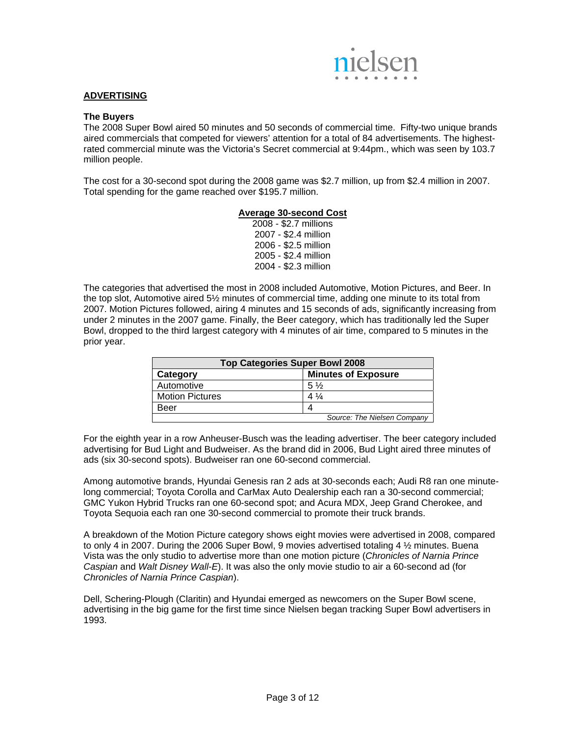## ADVERTISING

### The Buyers

The 2008 Super Bowl aired 50 minutes and 50 seconds of commercial time. Fifty-two unique brands aired commercials that competed for viewers' attention for a total of 84 advertisements. The highest-rated commercial minute was the Victoria's Secret commercial at 9:44pm., which was seen by 103.7 million people.

The cost for a 30-second spot during the 2008 game was $2.7 million, up from $2.4 million in 2007. Total spending for the game reached over $195.7 million.

**Average 30-second Cost**

2008 - $2.7 millions
2007 - $2.4 million
2006 - $2.5 million
2005 - $2.4 million
2004 - $2.3 million

The categories that advertised the most in 2008 included Automotive, Motion Pictures, and Beer. In the top slot, Automotive aired 5½ minutes of commercial time, adding one minute to its total from 2007. Motion Pictures followed, airing 4 minutes and 15 seconds of ads, significantly increasing from under 2 minutes in the 2007 game. Finally, the Beer category, which has traditionally led the Super Bowl, dropped to the third largest category with 4 minutes of air time, compared to 5 minutes in the prior year.

| Top Categories Super Bowl 2008 | |
|---|---|
| **Category** | **Minutes of Exposure** |
| Automotive | 5 ½ |
| Motion Pictures | 4 ¼ |
| Beer | 4 |

*Source: The Nielsen Company*

For the eighth year in a row Anheuser-Busch was the leading advertiser. The beer category included advertising for Bud Light and Budweiser. As the brand did in 2006, Bud Light aired three minutes of ads (six 30-second spots). Budweiser ran one 60-second commercial.

Among automotive brands, Hyundai Genesis ran 2 ads at 30-seconds each; Audi R8 ran one minute-long commercial; Toyota Corolla and CarMax Auto Dealership each ran a 30-second commercial; GMC Yukon Hybrid Trucks ran one 60-second spot; and Acura MDX, Jeep Grand Cherokee, and Toyota Sequoia each ran one 30-second commercial to promote their truck brands.

A breakdown of the Motion Picture category shows eight movies were advertised in 2008, compared to only 4 in 2007. During the 2006 Super Bowl, 9 movies advertised totaling 4 ½ minutes. Buena Vista was the only studio to advertise more than one motion picture (*Chronicles of Narnia Prince Caspian* and *Walt Disney Wall-E*). It was also the only movie studio to air a 60-second ad (for *Chronicles of Narnia Prince Caspian*).

Dell, Schering-Plough (Claritin) and Hyundai emerged as newcomers on the Super Bowl scene, advertising in the big game for the first time since Nielsen began tracking Super Bowl advertisers in 1993.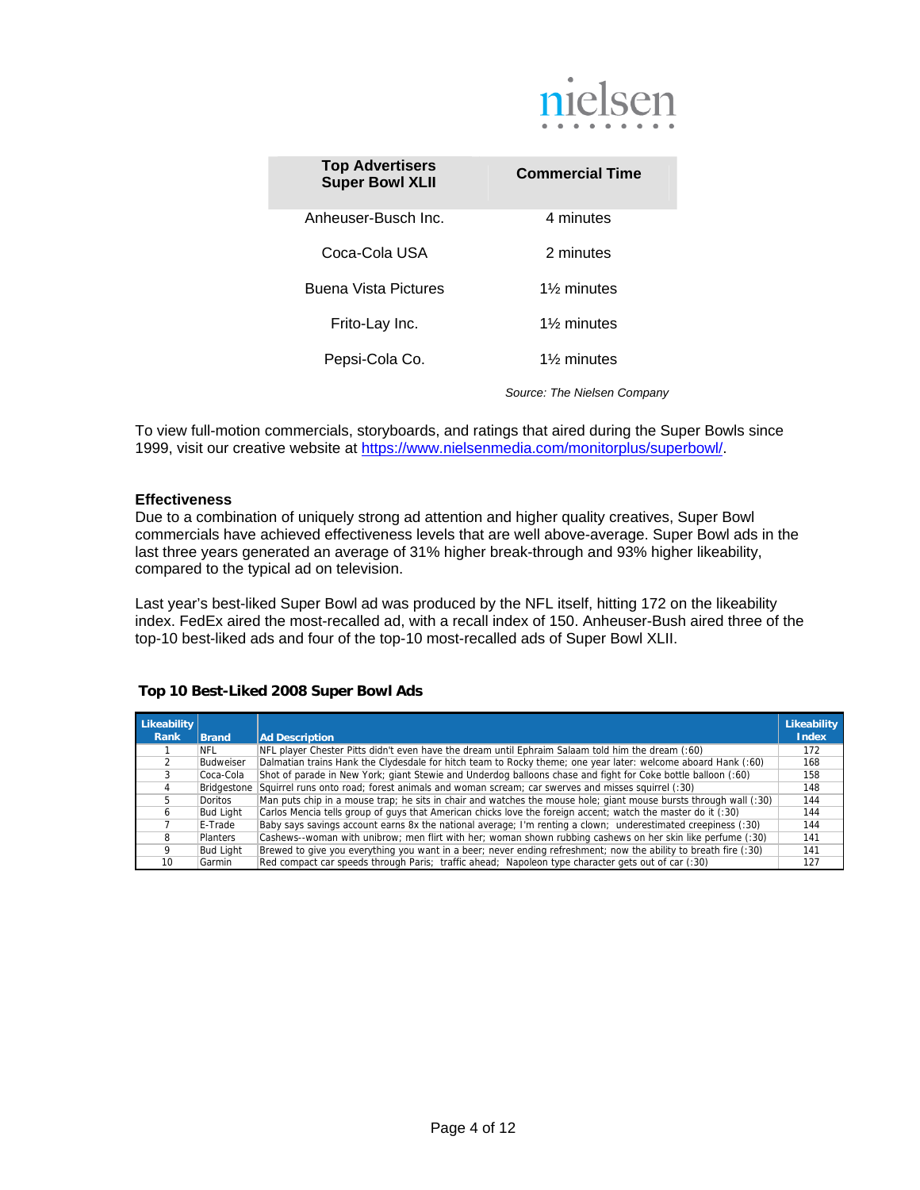| Top Advertisers Super Bowl XLII | Commercial Time |
|---|---|
| Anheuser-Busch Inc. | 4 minutes |
| Coca-Cola USA | 2 minutes |
| Buena Vista Pictures | 1½ minutes |
| Frito-Lay Inc. | 1½ minutes |
| Pepsi-Cola Co. | 1½ minutes |

*Source: The Nielsen Company*

To view full-motion commercials, storyboards, and ratings that aired during the Super Bowls since 1999, visit our creative website at https://www.nielsenmedia.com/monitorplus/superbowl/.

**Effectiveness**

Due to a combination of uniquely strong ad attention and higher quality creatives, Super Bowl commercials have achieved effectiveness levels that are well above-average. Super Bowl ads in the last three years generated an average of 31% higher break-through and 93% higher likeability, compared to the typical ad on television.

Last year's best-liked Super Bowl ad was produced by the NFL itself, hitting 172 on the likeability index. FedEx aired the most-recalled ad, with a recall index of 150. Anheuser-Bush aired three of the top-10 best-liked ads and four of the top-10 most-recalled ads of Super Bowl XLII.

**Top 10 Best-Liked 2008 Super Bowl Ads**

| Likeability Rank | Brand | Ad Description | Likeability Index |
|---|---|---|---|
| 1 | NFL | NFL player Chester Pitts didn't even have the dream until Ephraim Salaam told him the dream (:60) | 172 |
| 2 | Budweiser | Dalmatian trains Hank the Clydesdale for hitch team to Rocky theme; one year later: welcome aboard Hank (:60) | 168 |
| 3 | Coca-Cola | Shot of parade in New York; giant Stewie and Underdog balloons chase and fight for Coke bottle balloon (:60) | 158 |
| 4 | Bridgestone | Squirrel runs onto road; forest animals and woman scream; car swerves and misses squirrel (:30) | 148 |
| 5 | Doritos | Man puts chip in a mouse trap; he sits in chair and watches the mouse hole; giant mouse bursts through wall (:30) | 144 |
| 6 | Bud Light | Carlos Mencia tells group of guys that American chicks love the foreign accent; watch the master do it (:30) | 144 |
| 7 | E-Trade | Baby says savings account earns 8x the national average; I'm renting a clown; underestimated creepiness (:30) | 144 |
| 8 | Planters | Cashews--woman with unibrow; men flirt with her; woman shown rubbing cashews on her skin like perfume (:30) | 141 |
| 9 | Bud Light | Brewed to give you everything you want in a beer; never ending refreshment; now the ability to breath fire (:30) | 141 |
| 10 | Garmin | Red compact car speeds through Paris; traffic ahead; Napoleon type character gets out of car (:30) | 127 |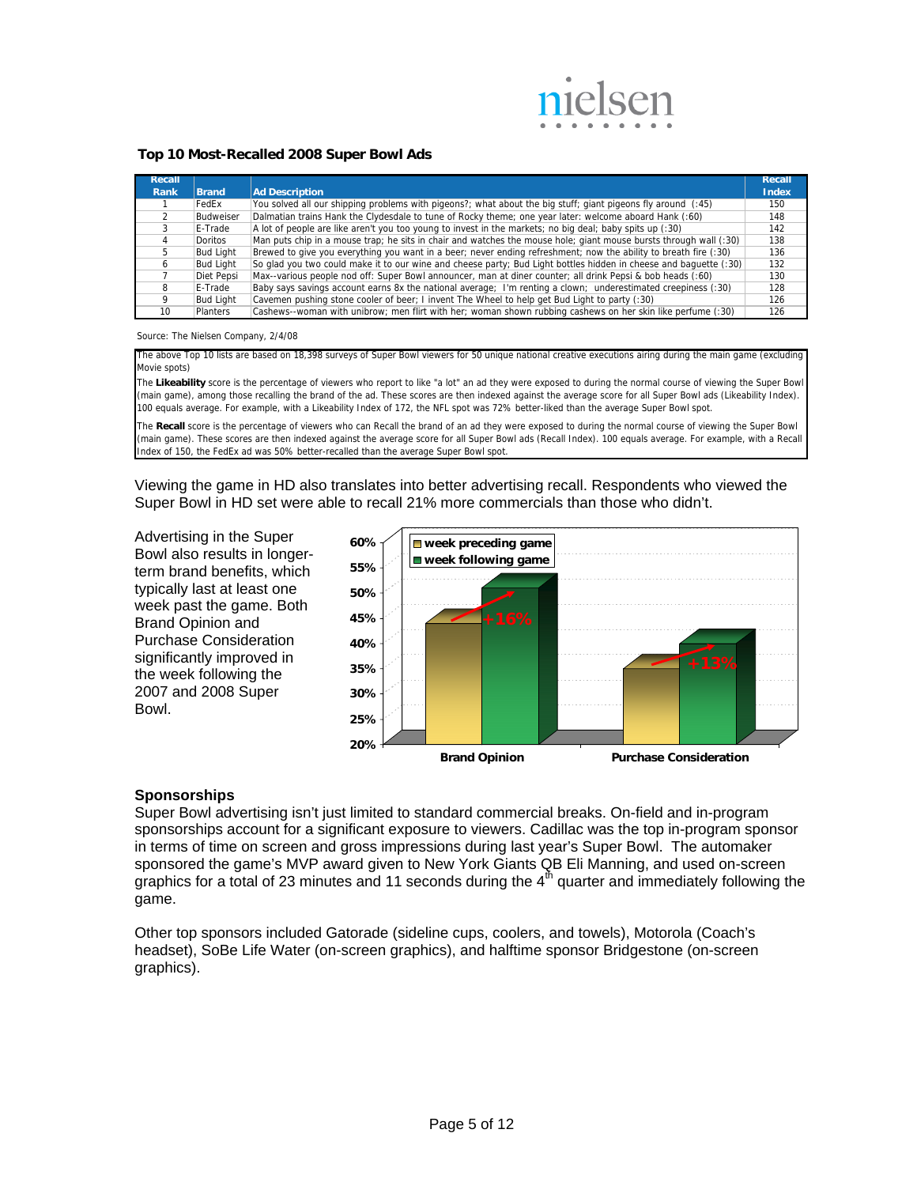### Top 10 Most-Recalled 2008 Super Bowl Ads

| Recall Rank | Brand | Ad Description | Recall Index |
|---|---|---|---|
| 1 | FedEx | You solved all our shipping problems with pigeons?; what about the big stuff; giant pigeons fly around (:45) | 150 |
| 2 | Budweiser | Dalmatian trains Hank the Clydesdale to tune of Rocky theme; one year later: welcome aboard Hank (:60) | 148 |
| 3 | E-Trade | A lot of people are like aren't you too young to invest in the markets; no big deal; baby spits up (:30) | 142 |
| 4 | Doritos | Man puts chip in a mouse trap; he sits in chair and watches the mouse hole; giant mouse bursts through wall (:30) | 138 |
| 5 | Bud Light | Brewed to give you everything you want in a beer; never ending refreshment; now the ability to breath fire (:30) | 136 |
| 6 | Bud Light | So glad you two could make it to our wine and cheese party; Bud Light bottles hidden in cheese and baguette (:30) | 132 |
| 7 | Diet Pepsi | Max--various people nod off: Super Bowl announcer, man at diner counter; all drink Pepsi & bob heads (:60) | 130 |
| 8 | E-Trade | Baby says savings account earns 8x the national average; I'm renting a clown; underestimated creepiness (:30) | 128 |
| 9 | Bud Light | Cavemen pushing stone cooler of beer; I invent The Wheel to help get Bud Light to party (:30) | 126 |
| 10 | Planters | Cashews--woman with unibrow; men flirt with her; woman shown rubbing cashews on her skin like perfume (:30) | 126 |

Source: The Nielsen Company, 2/4/08

The above Top 10 lists are based on 18,398 surveys of Super Bowl viewers for 50 unique national creative executions airing during the main game (excluding Movie spots)

The **Likeability** score is the percentage of viewers who report to like "a lot" an ad they were exposed to during the normal course of viewing the Super Bowl (main game), among those recalling the brand of the ad. These scores are then indexed against the average score for all Super Bowl ads (Likeability Index). 100 equals average. For example, with a Likeability Index of 172, the NFL spot was 72% better-liked than the average Super Bowl spot.

The **Recall** score is the percentage of viewers who can Recall the brand of an ad they were exposed to during the normal course of viewing the Super Bowl (main game). These scores are then indexed against the average score for all Super Bowl ads (Recall Index). 100 equals average. For example, with a Recall Index of 150, the FedEx ad was 50% better-recalled than the average Super Bowl spot.

Viewing the game in HD also translates into better advertising recall. Respondents who viewed the Super Bowl in HD set were able to recall 21% more commercials than those who didn't.

Advertising in the Super Bowl also results in longer-term brand benefits, which typically last at least one week past the game. Both Brand Opinion and Purchase Consideration significantly improved in the week following the 2007 and 2008 Super Bowl.

## Sponsorships

Super Bowl advertising isn't just limited to standard commercial breaks. On-field and in-program sponsorships account for a significant exposure to viewers. Cadillac was the top in-program sponsor in terms of time on screen and gross impressions during last year's Super Bowl. The automaker sponsored the game's MVP award given to New York Giants QB Eli Manning, and used on-screen graphics for a total of 23 minutes and 11 seconds during the 4th quarter and immediately following the game.

Other top sponsors included Gatorade (sideline cups, coolers, and towels), Motorola (Coach's headset), SoBe Life Water (on-screen graphics), and halftime sponsor Bridgestone (on-screen graphics).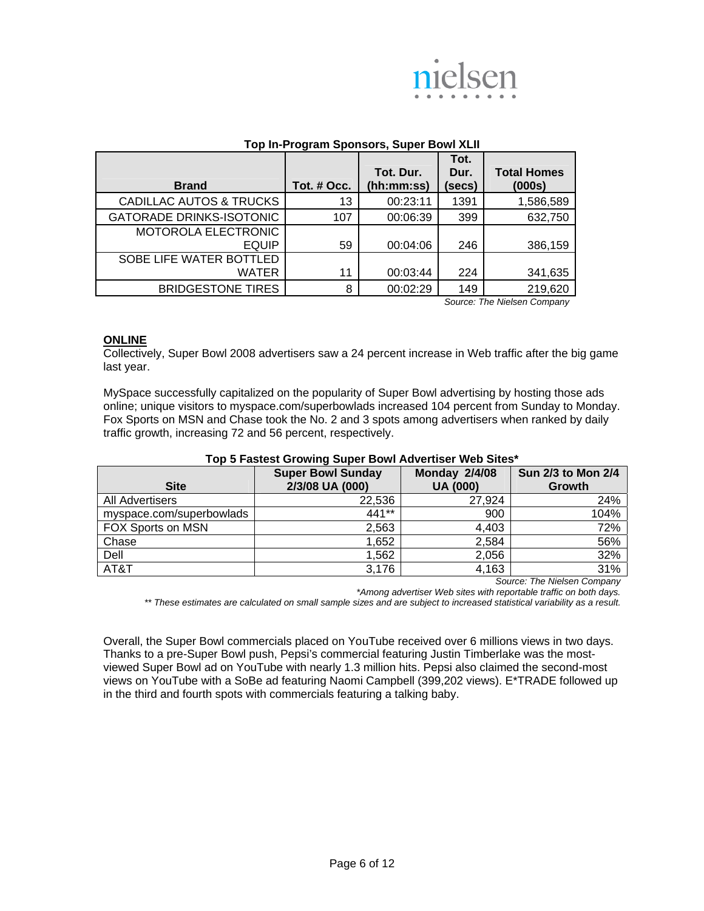**Top In-Program Sponsors, Super Bowl XLII**

| Brand | Tot. # Occ. | Tot. Dur. (hh:mm:ss) | Tot. Dur. (secs) | Total Homes (000s) |
|---|---|---|---|---|
| CADILLAC AUTOS & TRUCKS | 13 | 00:23:11 | 1391 | 1,586,589 |
| GATORADE DRINKS-ISOTONIC | 107 | 00:06:39 | 399 | 632,750 |
| MOTOROLA ELECTRONIC EQUIP | 59 | 00:04:06 | 246 | 386,159 |
| SOBE LIFE WATER BOTTLED WATER | 11 | 00:03:44 | 224 | 341,635 |
| BRIDGESTONE TIRES | 8 | 00:02:29 | 149 | 219,620 |

*Source: The Nielsen Company*

**ONLINE**

Collectively, Super Bowl 2008 advertisers saw a 24 percent increase in Web traffic after the big game last year.

MySpace successfully capitalized on the popularity of Super Bowl advertising by hosting those ads online; unique visitors to myspace.com/superbowlads increased 104 percent from Sunday to Monday. Fox Sports on MSN and Chase took the No. 2 and 3 spots among advertisers when ranked by daily traffic growth, increasing 72 and 56 percent, respectively.

**Top 5 Fastest Growing Super Bowl Advertiser Web Sites***

| Site | Super Bowl Sunday 2/3/08 UA (000) | Monday 2/4/08 UA (000) | Sun 2/3 to Mon 2/4 Growth |
|---|---|---|---|
| All Advertisers | 22,536 | 27,924 | 24% |
| myspace.com/superbowlads | 441** | 900 | 104% |
| FOX Sports on MSN | 2,563 | 4,403 | 72% |
| Chase | 1,652 | 2,584 | 56% |
| Dell | 1,562 | 2,056 | 32% |
| AT&T | 3,176 | 4,163 | 31% |

*Source: The Nielsen Company*

**Among advertiser Web sites with reportable traffic on both days.*

*** These estimates are calculated on small sample sizes and are subject to increased statistical variability as a result.*

Overall, the Super Bowl commercials placed on YouTube received over 6 millions views in two days. Thanks to a pre-Super Bowl push, Pepsi's commercial featuring Justin Timberlake was the most-viewed Super Bowl ad on YouTube with nearly 1.3 million hits. Pepsi also claimed the second-most views on YouTube with a SoBe ad featuring Naomi Campbell (399,202 views). E*TRADE followed up in the third and fourth spots with commercials featuring a talking baby.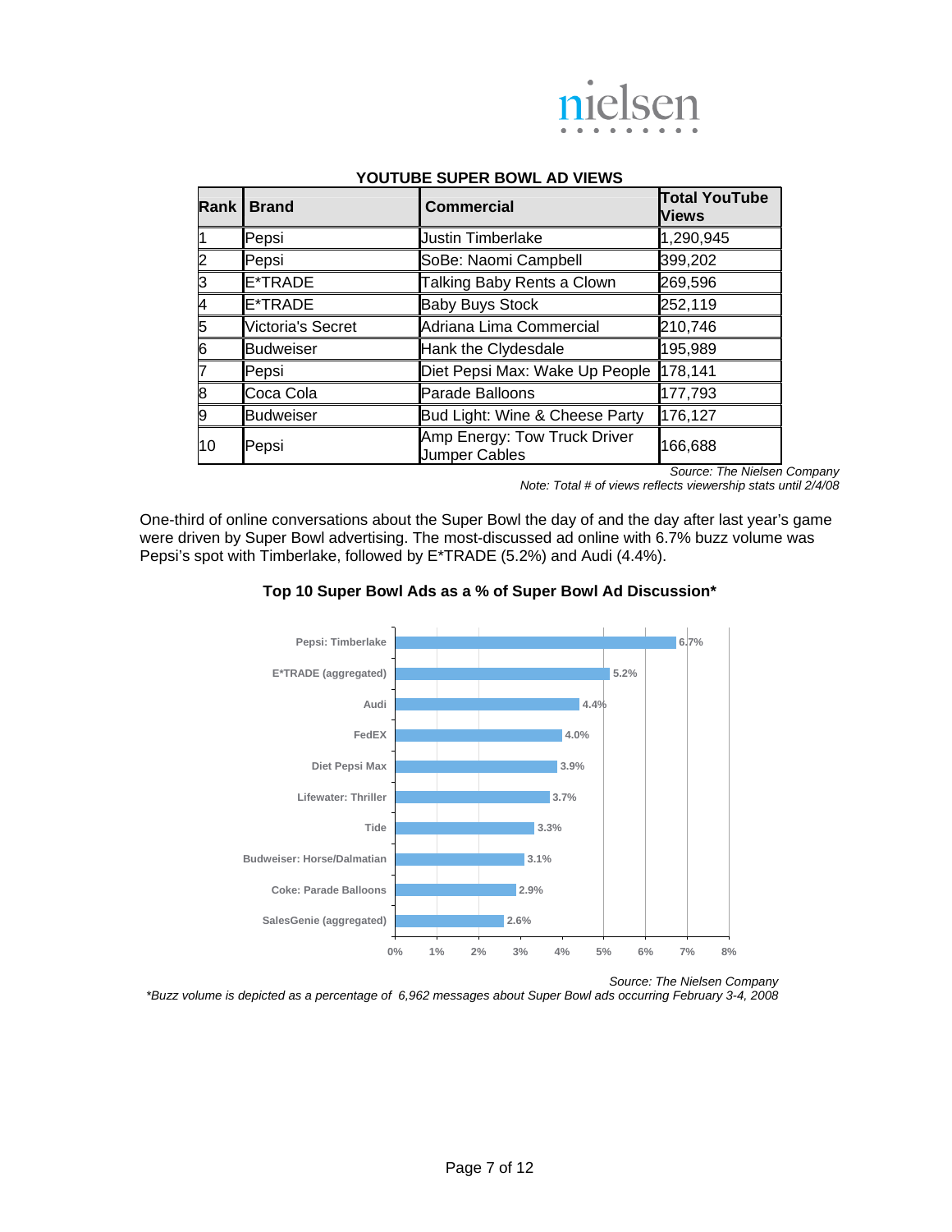**YOUTUBE SUPER BOWL AD VIEWS**

| Rank | Brand | Commercial | Total YouTube Views |
|---|---|---|---|
| 1 | Pepsi | Justin Timberlake | 1,290,945 |
| 2 | Pepsi | SoBe: Naomi Campbell | 399,202 |
| 3 | E*TRADE | Talking Baby Rents a Clown | 269,596 |
| 4 | E*TRADE | Baby Buys Stock | 252,119 |
| 5 | Victoria's Secret | Adriana Lima Commercial | 210,746 |
| 6 | Budweiser | Hank the Clydesdale | 195,989 |
| 7 | Pepsi | Diet Pepsi Max: Wake Up People | 178,141 |
| 8 | Coca Cola | Parade Balloons | 177,793 |
| 9 | Budweiser | Bud Light: Wine & Cheese Party | 176,127 |
| 10 | Pepsi | Amp Energy: Tow Truck Driver Jumper Cables | 166,688 |

*Source: The Nielsen Company*
*Note: Total # of views reflects viewership stats until 2/4/08*

One-third of online conversations about the Super Bowl the day of and the day after last year's game were driven by Super Bowl advertising. The most-discussed ad online with 6.7% buzz volume was Pepsi's spot with Timberlake, followed by E*TRADE (5.2%) and Audi (4.4%).

**Top 10 Super Bowl Ads as a % of Super Bowl Ad Discussion***

| Ad | % of Super Bowl Ad Discussion |
|---|---|
| Pepsi: Timberlake | 6.7% |
| E*TRADE (aggregated) | 5.2% |
| Audi | 4.4% |
| FedEX | 4.0% |
| Diet Pepsi Max | 3.9% |
| Lifewater: Thriller | 3.7% |
| Tide | 3.3% |
| Budweiser: Horse/Dalmatian | 3.1% |
| Coke: Parade Balloons | 2.9% |
| SalesGenie (aggregated) | 2.6% |

*Source: The Nielsen Company*
*\*Buzz volume is depicted as a percentage of 6,962 messages about Super Bowl ads occurring February 3-4, 2008*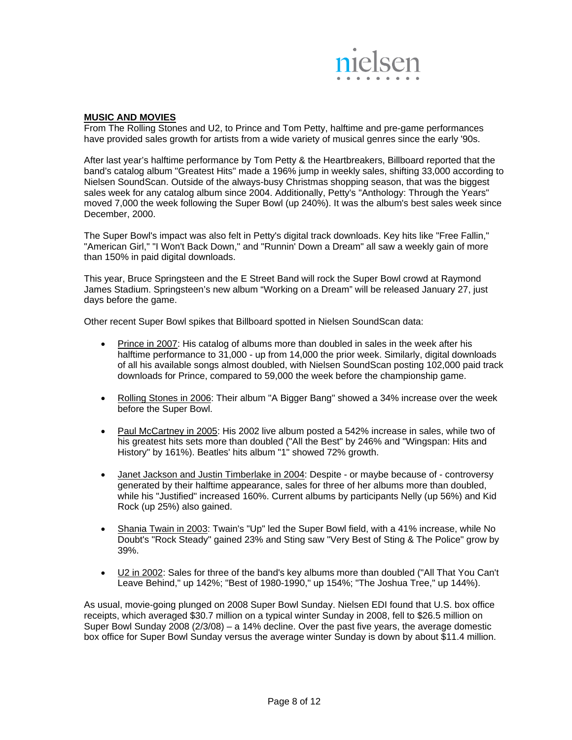**MUSIC AND MOVIES**

From The Rolling Stones and U2, to Prince and Tom Petty, halftime and pre-game performances have provided sales growth for artists from a wide variety of musical genres since the early '90s.

After last year's halftime performance by Tom Petty & the Heartbreakers, Billboard reported that the band's catalog album "Greatest Hits" made a 196% jump in weekly sales, shifting 33,000 according to Nielsen SoundScan. Outside of the always-busy Christmas shopping season, that was the biggest sales week for any catalog album since 2004. Additionally, Petty's "Anthology: Through the Years" moved 7,000 the week following the Super Bowl (up 240%). It was the album's best sales week since December, 2000.

The Super Bowl's impact was also felt in Petty's digital track downloads. Key hits like "Free Fallin," "American Girl," "I Won't Back Down," and "Runnin' Down a Dream" all saw a weekly gain of more than 150% in paid digital downloads.

This year, Bruce Springsteen and the E Street Band will rock the Super Bowl crowd at Raymond James Stadium. Springsteen's new album "Working on a Dream" will be released January 27, just days before the game.

Other recent Super Bowl spikes that Billboard spotted in Nielsen SoundScan data:

- Prince in 2007: His catalog of albums more than doubled in sales in the week after his halftime performance to 31,000 - up from 14,000 the prior week. Similarly, digital downloads of all his available songs almost doubled, with Nielsen SoundScan posting 102,000 paid track downloads for Prince, compared to 59,000 the week before the championship game.
- Rolling Stones in 2006: Their album "A Bigger Bang" showed a 34% increase over the week before the Super Bowl.
- Paul McCartney in 2005: His 2002 live album posted a 542% increase in sales, while two of his greatest hits sets more than doubled ("All the Best" by 246% and "Wingspan: Hits and History" by 161%). Beatles' hits album "1" showed 72% growth.
- Janet Jackson and Justin Timberlake in 2004: Despite - or maybe because of - controversy generated by their halftime appearance, sales for three of her albums more than doubled, while his "Justified" increased 160%. Current albums by participants Nelly (up 56%) and Kid Rock (up 25%) also gained.
- Shania Twain in 2003: Twain's "Up" led the Super Bowl field, with a 41% increase, while No Doubt's "Rock Steady" gained 23% and Sting saw "Very Best of Sting & The Police" grow by 39%.
- U2 in 2002: Sales for three of the band's key albums more than doubled ("All That You Can't Leave Behind," up 142%; "Best of 1980-1990," up 154%; "The Joshua Tree," up 144%).

As usual, movie-going plunged on 2008 Super Bowl Sunday. Nielsen EDI found that U.S. box office receipts, which averaged $30.7 million on a typical winter Sunday in 2008, fell to $26.5 million on Super Bowl Sunday 2008 (2/3/08) – a 14% decline. Over the past five years, the average domestic box office for Super Bowl Sunday versus the average winter Sunday is down by about $11.4 million.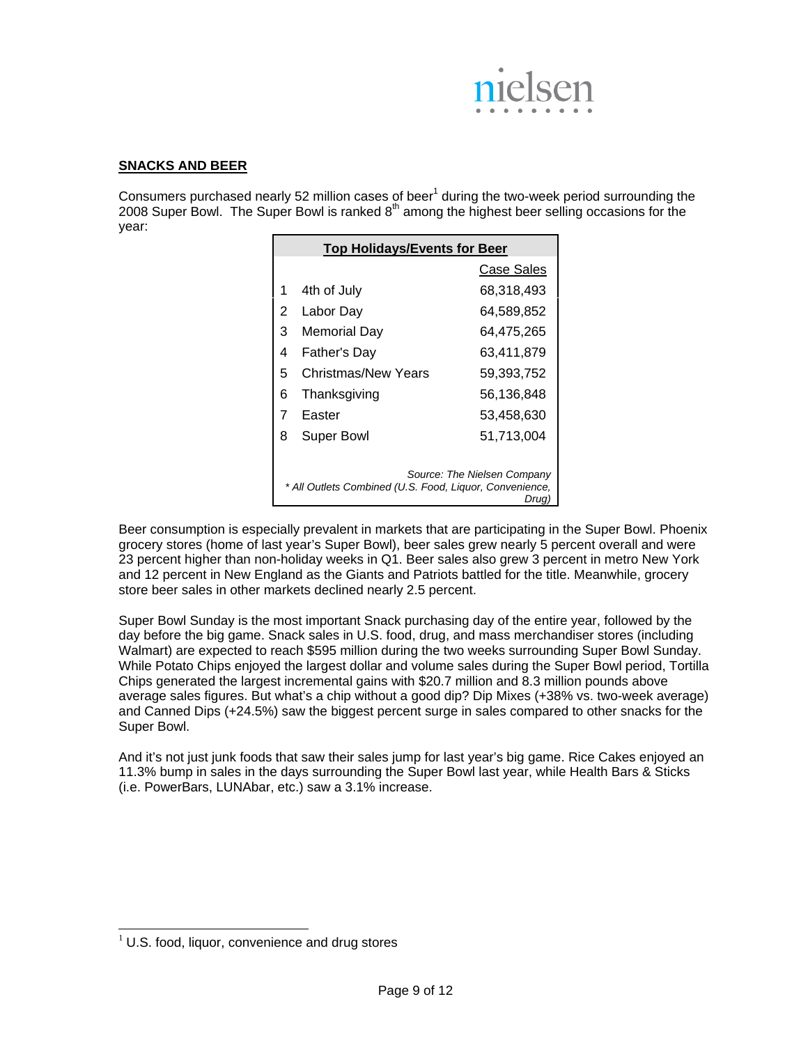## **SNACKS AND BEER**

Consumers purchased nearly 52 million cases of beer[1] during the two-week period surrounding the 2008 Super Bowl. The Super Bowl is ranked 8th among the highest beer selling occasions for the year:

| **Top Holidays/Events for Beer** | | |
|---|---|---|
| | | Case Sales |
| 1 | 4th of July | 68,318,493 |
| 2 | Labor Day | 64,589,852 |
| 3 | Memorial Day | 64,475,265 |
| 4 | Father's Day | 63,411,879 |
| 5 | Christmas/New Years | 59,393,752 |
| 6 | Thanksgiving | 56,136,848 |
| 7 | Easter | 53,458,630 |
| 8 | Super Bowl | 51,713,004 |

*Source: The Nielsen Company*
*\* All Outlets Combined (U.S. Food, Liquor, Convenience, Drug)*

Beer consumption is especially prevalent in markets that are participating in the Super Bowl. Phoenix grocery stores (home of last year's Super Bowl), beer sales grew nearly 5 percent overall and were 23 percent higher than non-holiday weeks in Q1. Beer sales also grew 3 percent in metro New York and 12 percent in New England as the Giants and Patriots battled for the title. Meanwhile, grocery store beer sales in other markets declined nearly 2.5 percent.

Super Bowl Sunday is the most important Snack purchasing day of the entire year, followed by the day before the big game. Snack sales in U.S. food, drug, and mass merchandiser stores (including Walmart) are expected to reach $595 million during the two weeks surrounding Super Bowl Sunday. While Potato Chips enjoyed the largest dollar and volume sales during the Super Bowl period, Tortilla Chips generated the largest incremental gains with $20.7 million and 8.3 million pounds above average sales figures. But what's a chip without a good dip? Dip Mixes (+38% vs. two-week average) and Canned Dips (+24.5%) saw the biggest percent surge in sales compared to other snacks for the Super Bowl.

And it's not just junk foods that saw their sales jump for last year's big game. Rice Cakes enjoyed an 11.3% bump in sales in the days surrounding the Super Bowl last year, while Health Bars & Sticks (i.e. PowerBars, LUNAbar, etc.) saw a 3.1% increase.

---

[1] U.S. food, liquor, convenience and drug stores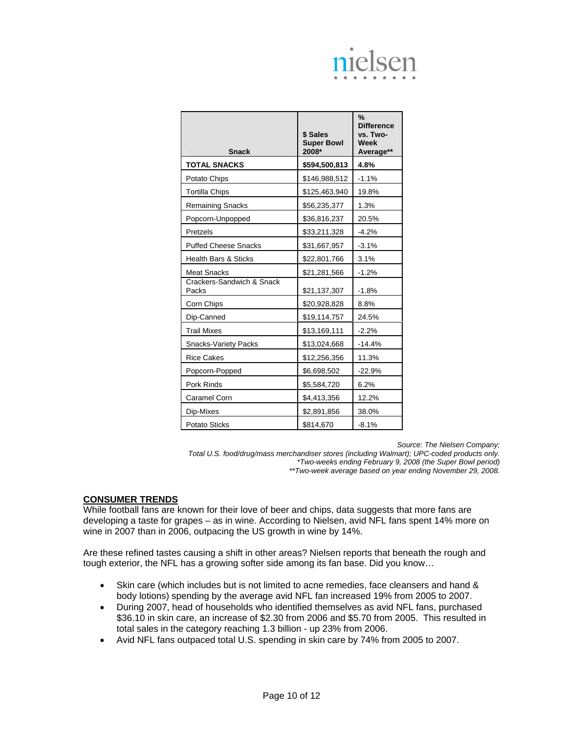| Snack | $ Sales Super Bowl 2008* | % Difference vs. Two-Week Average** |
|---|---|---|
| **TOTAL SNACKS** | **$594,500,813** | **4.8%** |
| Potato Chips | $146,988,512 | -1.1% |
| Tortilla Chips | $125,463,940 | 19.8% |
| Remaining Snacks | $56,235,377 | 1.3% |
| Popcorn-Unpopped | $36,816,237 | 20.5% |
| Pretzels | $33,211,328 | -4.2% |
| Puffed Cheese Snacks | $31,667,957 | -3.1% |
| Health Bars & Sticks | $22,801,766 | 3.1% |
| Meat Snacks | $21,281,566 | -1.2% |
| Crackers-Sandwich & Snack Packs | $21,137,307 | -1.8% |
| Corn Chips | $20,928,828 | 8.8% |
| Dip-Canned | $19,114,757 | 24.5% |
| Trail Mixes | $13,169,111 | -2.2% |
| Snacks-Variety Packs | $13,024,668 | -14.4% |
| Rice Cakes | $12,256,356 | 11.3% |
| Popcorn-Popped | $6,698,502 | -22.9% |
| Pork Rinds | $5,584,720 | 6.2% |
| Caramel Corn | $4,413,356 | 12.2% |
| Dip-Mixes | $2,891,856 | 38.0% |
| Potato Sticks | $814,670 | -8.1% |

*Source: The Nielsen Company;*
*Total U.S. food/drug/mass merchandiser stores (including Walmart); UPC-coded products only.*
*\*Two-weeks ending February 9, 2008 (the Super Bowl period)*
*\*\*Two-week average based on year ending November 29, 2008.*

## CONSUMER TRENDS

While football fans are known for their love of beer and chips, data suggests that more fans are developing a taste for grapes – as in wine. According to Nielsen, avid NFL fans spent 14% more on wine in 2007 than in 2006, outpacing the US growth in wine by 14%.

Are these refined tastes causing a shift in other areas? Nielsen reports that beneath the rough and tough exterior, the NFL has a growing softer side among its fan base. Did you know…

- Skin care (which includes but is not limited to acne remedies, face cleansers and hand & body lotions) spending by the average avid NFL fan increased 19% from 2005 to 2007.
- During 2007, head of households who identified themselves as avid NFL fans, purchased $36.10 in skin care, an increase of $2.30 from 2006 and $5.70 from 2005. This resulted in total sales in the category reaching 1.3 billion - up 23% from 2006.
- Avid NFL fans outpaced total U.S. spending in skin care by 74% from 2005 to 2007.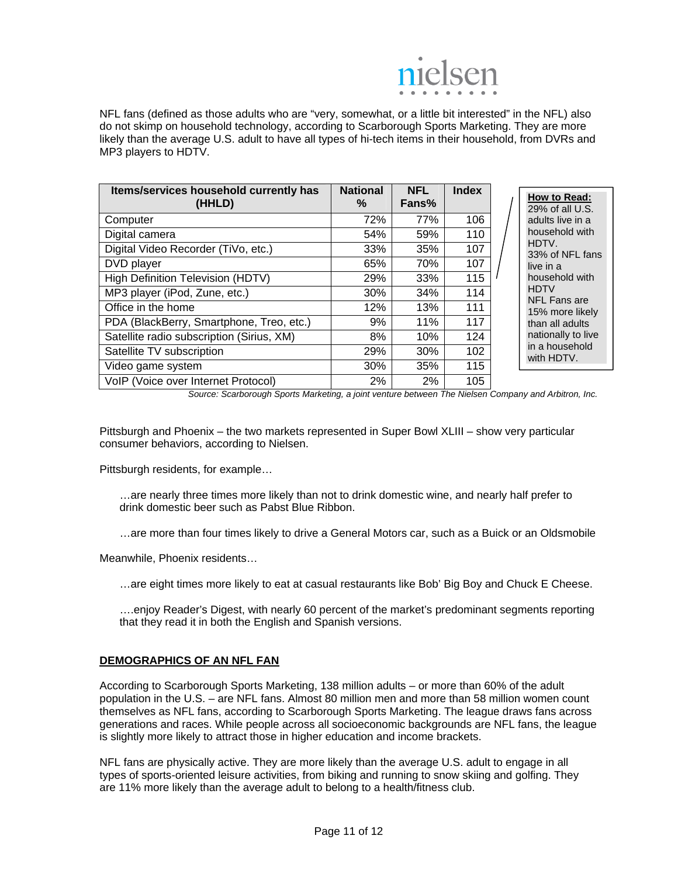NFL fans (defined as those adults who are "very, somewhat, or a little bit interested" in the NFL) also do not skimp on household technology, according to Scarborough Sports Marketing. They are more likely than the average U.S. adult to have all types of hi-tech items in their household, from DVRs and MP3 players to HDTV.

| Items/services household currently has (HHLD) | National % | NFL Fans% | Index |
|---|---|---|---|
| Computer | 72% | 77% | 106 |
| Digital camera | 54% | 59% | 110 |
| Digital Video Recorder (TiVo, etc.) | 33% | 35% | 107 |
| DVD player | 65% | 70% | 107 |
| High Definition Television (HDTV) | 29% | 33% | 115 |
| MP3 player (iPod, Zune, etc.) | 30% | 34% | 114 |
| Office in the home | 12% | 13% | 111 |
| PDA (BlackBerry, Smartphone, Treo, etc.) | 9% | 11% | 117 |
| Satellite radio subscription (Sirius, XM) | 8% | 10% | 124 |
| Satellite TV subscription | 29% | 30% | 102 |
| Video game system | 30% | 35% | 115 |
| VoIP (Voice over Internet Protocol) | 2% | 2% | 105 |

**How to Read:**
29% of all U.S. adults live in a household with HDTV.
33% of NFL fans live in a household with HDTV
NFL Fans are 15% more likely than all adults nationally to live in a household with HDTV.

*Source: Scarborough Sports Marketing, a joint venture between The Nielsen Company and Arbitron, Inc.*

Pittsburgh and Phoenix – the two markets represented in Super Bowl XLIII – show very particular consumer behaviors, according to Nielsen.

Pittsburgh residents, for example…

…are nearly three times more likely than not to drink domestic wine, and nearly half prefer to drink domestic beer such as Pabst Blue Ribbon.

…are more than four times likely to drive a General Motors car, such as a Buick or an Oldsmobile

Meanwhile, Phoenix residents…

…are eight times more likely to eat at casual restaurants like Bob' Big Boy and Chuck E Cheese.

….enjoy Reader's Digest, with nearly 60 percent of the market's predominant segments reporting that they read it in both the English and Spanish versions.

## DEMOGRAPHICS OF AN NFL FAN

According to Scarborough Sports Marketing, 138 million adults – or more than 60% of the adult population in the U.S. – are NFL fans. Almost 80 million men and more than 58 million women count themselves as NFL fans, according to Scarborough Sports Marketing. The league draws fans across generations and races. While people across all socioeconomic backgrounds are NFL fans, the league is slightly more likely to attract those in higher education and income brackets.

NFL fans are physically active. They are more likely than the average U.S. adult to engage in all types of sports-oriented leisure activities, from biking and running to snow skiing and golfing. They are 11% more likely than the average adult to belong to a health/fitness club.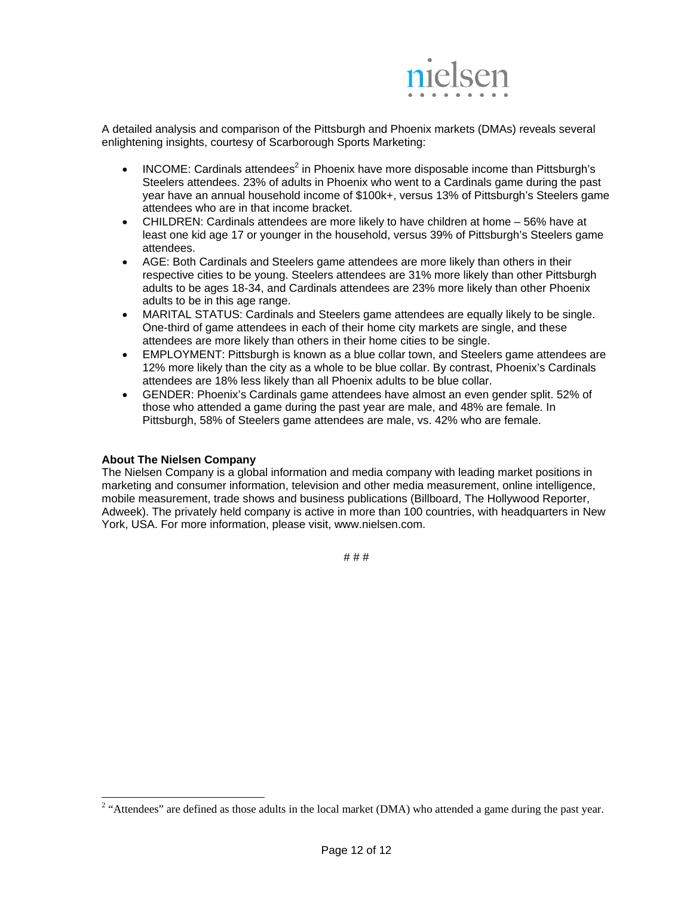A detailed analysis and comparison of the Pittsburgh and Phoenix markets (DMAs) reveals several enlightening insights, courtesy of Scarborough Sports Marketing:

- INCOME: Cardinals attendees[2] in Phoenix have more disposable income than Pittsburgh's Steelers attendees. 23% of adults in Phoenix who went to a Cardinals game during the past year have an annual household income of $100k+, versus 13% of Pittsburgh's Steelers game attendees who are in that income bracket.
- CHILDREN: Cardinals attendees are more likely to have children at home – 56% have at least one kid age 17 or younger in the household, versus 39% of Pittsburgh's Steelers game attendees.
- AGE: Both Cardinals and Steelers game attendees are more likely than others in their respective cities to be young. Steelers attendees are 31% more likely than other Pittsburgh adults to be ages 18-34, and Cardinals attendees are 23% more likely than other Phoenix adults to be in this age range.
- MARITAL STATUS: Cardinals and Steelers game attendees are equally likely to be single. One-third of game attendees in each of their home city markets are single, and these attendees are more likely than others in their home cities to be single.
- EMPLOYMENT: Pittsburgh is known as a blue collar town, and Steelers game attendees are 12% more likely than the city as a whole to be blue collar. By contrast, Phoenix's Cardinals attendees are 18% less likely than all Phoenix adults to be blue collar.
- GENDER: Phoenix's Cardinals game attendees have almost an even gender split. 52% of those who attended a game during the past year are male, and 48% are female. In Pittsburgh, 58% of Steelers game attendees are male, vs. 42% who are female.

**About The Nielsen Company**

The Nielsen Company is a global information and media company with leading market positions in marketing and consumer information, television and other media measurement, online intelligence, mobile measurement, trade shows and business publications (Billboard, The Hollywood Reporter, Adweek). The privately held company is active in more than 100 countries, with headquarters in New York, USA. For more information, please visit, www.nielsen.com.

# # #

[2] "Attendees" are defined as those adults in the local market (DMA) who attended a game during the past year.